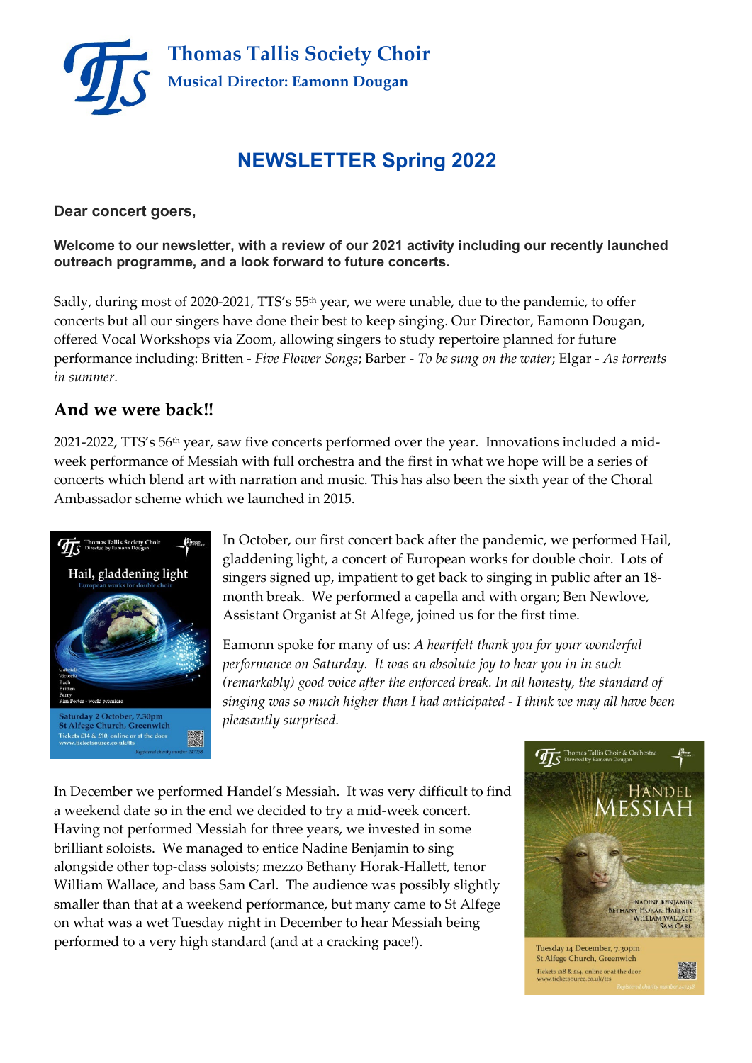# Thomas Tallis Society Choir

**Musical Director: Eamonn Dougan**

## NEWSLETTER Spring 2022

**Dear concert goers,**

**Welcome to our newsletter, with a review of our 2021 activity including our recently launched outreach programme, and a look forward to future concerts.**

Sadly, during most of 2020-2021, TTS's 55th year, we were unable, due to the pandemic, to offer concerts but all our singers have done their best to keep singing. Our Director, Eamonn Dougan, offered Vocal Workshops via Zoom, allowing singers to study repertoire planned for future performance including: Britten - *Five Flower Songs*; Barber - *To be sung on the water*; Elgar - *As torrents in summer*.

## And we were back!!

2021-2022, TTS's 56th year, saw five concerts performed over the year. Innovations included a mid-week performance of Messiah with full orchestra and the first in what we hope will be a series of concerts which blend art with narration and music. This has also been the sixth year of the Choral Ambassador scheme which we launched in 2015.

In October, our first concert back after the pandemic, we performed Hail, gladdening light, a concert of European works for double choir. Lots of singers signed up, impatient to get back to singing in public after an 18-month break. We performed a capella and with organ; Ben Newlove, Assistant Organist at St Alfege, joined us for the first time.

Eamonn spoke for many of us: *A heartfelt thank you for your wonderful performance on Saturday. It was an absolute joy to hear you in in such (remarkably) good voice after the enforced break. In all honesty, the standard of singing was so much higher than I had anticipated - I think we may all have been pleasantly surprised.*

In December we performed Handel's Messiah. It was very difficult to find a weekend date so in the end we decided to try a mid-week concert. Having not performed Messiah for three years, we invested in some brilliant soloists. We managed to entice Nadine Benjamin to sing alongside other top-class soloists; mezzo Bethany Horak-Hallett, tenor William Wallace, and bass Sam Carl. The audience was possibly slightly smaller than that at a weekend performance, but many came to St Alfege on what was a wet Tuesday night in December to hear Messiah being performed to a very high standard (and at a cracking pace!).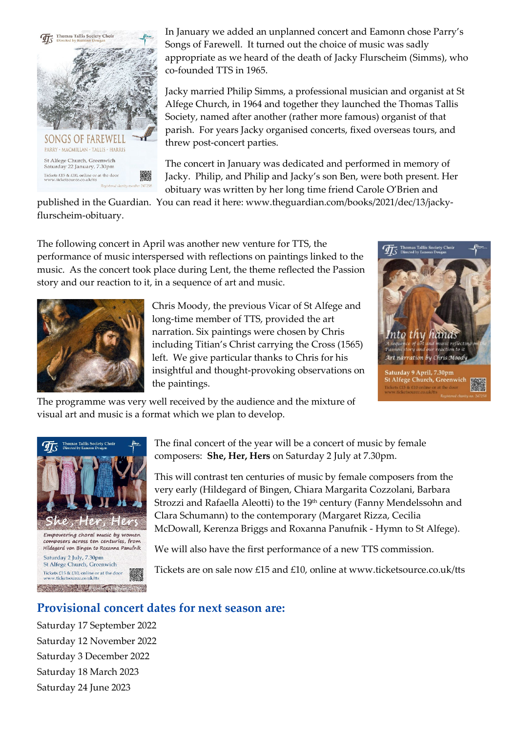In January we added an unplanned concert and Eamonn chose Parry's Songs of Farewell. It turned out the choice of music was sadly appropriate as we heard of the death of Jacky Flurscheim (Simms), who co-founded TTS in 1965.

Jacky married Philip Simms, a professional musician and organist at St Alfege Church, in 1964 and together they launched the Thomas Tallis Society, named after another (rather more famous) organist of that parish. For years Jacky organised concerts, fixed overseas tours, and threw post-concert parties.

The concert in January was dedicated and performed in memory of Jacky. Philip, and Philip and Jacky's son Ben, were both present. Her obituary was written by her long time friend Carole O'Brien and published in the Guardian. You can read it here: www.theguardian.com/books/2021/dec/13/jacky-flurscheim-obituary.

The following concert in April was another new venture for TTS, the performance of music interspersed with reflections on paintings linked to the music. As the concert took place during Lent, the theme reflected the Passion story and our reaction to it, in a sequence of art and music.

Chris Moody, the previous Vicar of St Alfege and long-time member of TTS, provided the art narration. Six paintings were chosen by Chris including Titian's Christ carrying the Cross (1565) left. We give particular thanks to Chris for his insightful and thought-provoking observations on the paintings.

The programme was very well received by the audience and the mixture of visual art and music is a format which we plan to develop.

The final concert of the year will be a concert of music by female composers: **She, Her, Hers** on Saturday 2 July at 7.30pm.

This will contrast ten centuries of music by female composers from the very early (Hildegard of Bingen, Chiara Margarita Cozzolani, Barbara Strozzi and Rafaella Aleotti) to the 19th century (Fanny Mendelssohn and Clara Schumann) to the contemporary (Margaret Rizza, Cecilia McDowall, Kerenza Briggs and Roxanna Panufnik - Hymn to St Alfege).

We will also have the first performance of a new TTS commission.

Tickets are on sale now £15 and £10, online at www.ticketsource.co.uk/tts

## Provisional concert dates for next season are:

Saturday 17 September 2022  
Saturday 12 November 2022  
Saturday 3 December 2022  
Saturday 18 March 2023  
Saturday 24 June 2023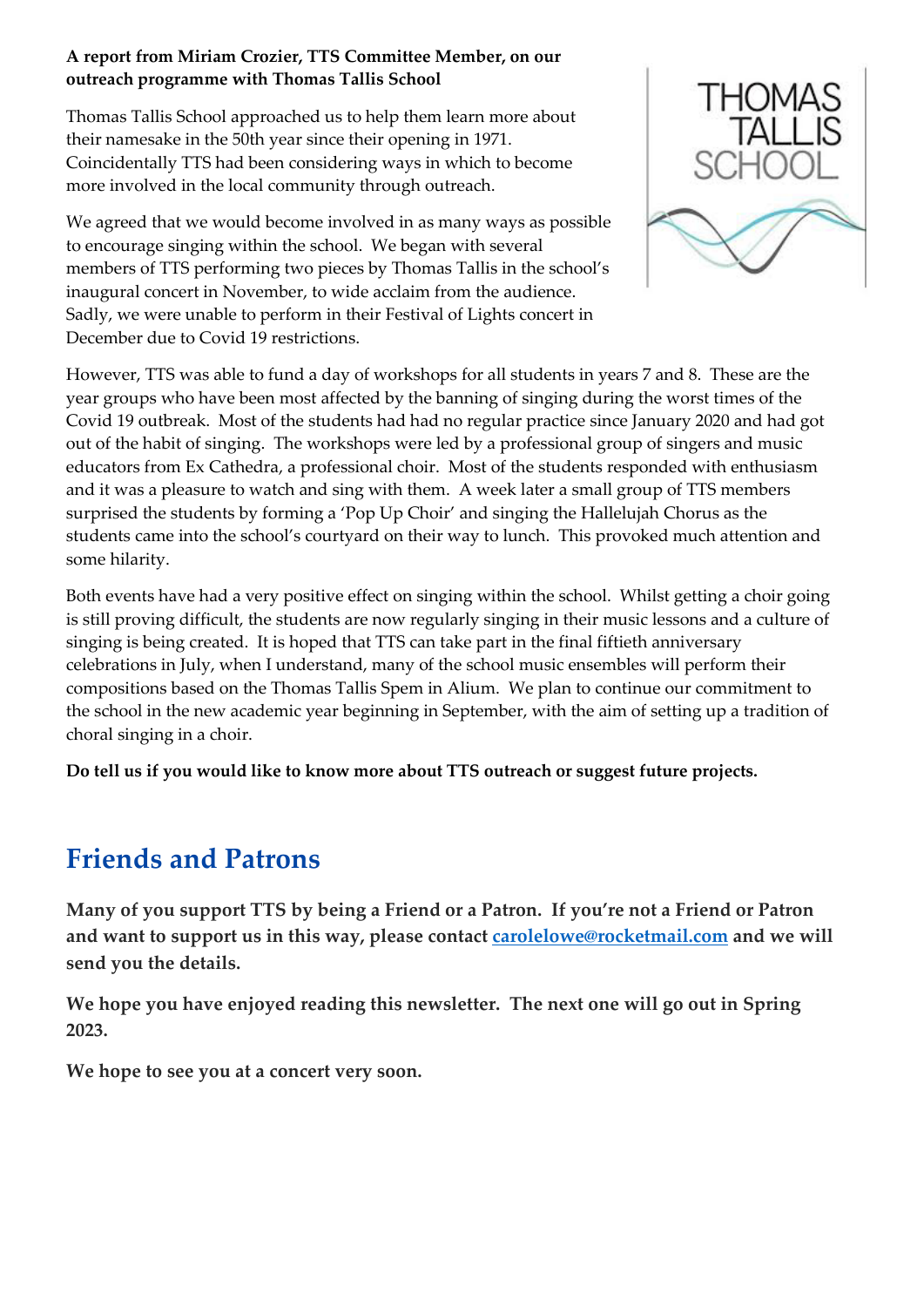**A report from Miriam Crozier, TTS Committee Member, on our outreach programme with Thomas Tallis School**

Thomas Tallis School approached us to help them learn more about their namesake in the 50th year since their opening in 1971. Coincidentally TTS had been considering ways in which to become more involved in the local community through outreach.

We agreed that we would become involved in as many ways as possible to encourage singing within the school. We began with several members of TTS performing two pieces by Thomas Tallis in the school's inaugural concert in November, to wide acclaim from the audience. Sadly, we were unable to perform in their Festival of Lights concert in December due to Covid 19 restrictions.

However, TTS was able to fund a day of workshops for all students in years 7 and 8. These are the year groups who have been most affected by the banning of singing during the worst times of the Covid 19 outbreak. Most of the students had had no regular practice since January 2020 and had got out of the habit of singing. The workshops were led by a professional group of singers and music educators from Ex Cathedra, a professional choir. Most of the students responded with enthusiasm and it was a pleasure to watch and sing with them. A week later a small group of TTS members surprised the students by forming a 'Pop Up Choir' and singing the Hallelujah Chorus as the students came into the school's courtyard on their way to lunch. This provoked much attention and some hilarity.

Both events have had a very positive effect on singing within the school. Whilst getting a choir going is still proving difficult, the students are now regularly singing in their music lessons and a culture of singing is being created. It is hoped that TTS can take part in the final fiftieth anniversary celebrations in July, when I understand, many of the school music ensembles will perform their compositions based on the Thomas Tallis Spem in Alium. We plan to continue our commitment to the school in the new academic year beginning in September, with the aim of setting up a tradition of choral singing in a choir.

**Do tell us if you would like to know more about TTS outreach or suggest future projects.**

## Friends and Patrons

**Many of you support TTS by being a Friend or a Patron. If you're not a Friend or Patron and want to support us in this way, please contact carolelowe@rocketmail.com and we will send you the details.**

**We hope you have enjoyed reading this newsletter. The next one will go out in Spring 2023.**

**We hope to see you at a concert very soon.**